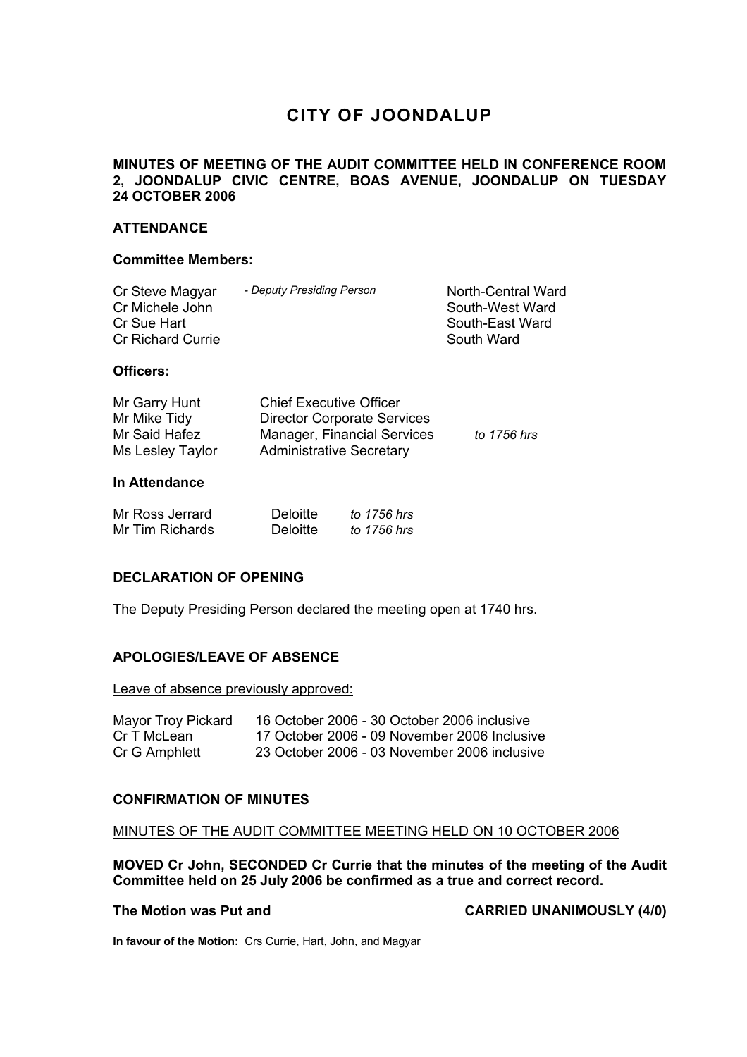# CITY OF JOONDALUP

**MINUTES OF MEETING OF THE AUDIT COMMITTEE HELD IN CONFERENCE ROOM 2, JOONDALUP CIVIC CENTRE, BOAS AVENUE, JOONDALUP ON TUESDAY 24 OCTOBER 2006**

## ATTENDANCE

### Committee Members:

| | | |
|---|---|---|
| Cr Steve Magyar | *- Deputy Presiding Person* | North-Central Ward |
| Cr Michele John | | South-West Ward |
| Cr Sue Hart | | South-East Ward |
| Cr Richard Currie | | South Ward |

### Officers:

| | | |
|---|---|---|
| Mr Garry Hunt | Chief Executive Officer | |
| Mr Mike Tidy | Director Corporate Services | |
| Mr Said Hafez | Manager, Financial Services | *to 1756 hrs* |
| Ms Lesley Taylor | Administrative Secretary | |

### In Attendance

| | | |
|---|---|---|
| Mr Ross Jerrard | Deloitte | *to 1756 hrs* |
| Mr Tim Richards | Deloitte | *to 1756 hrs* |

## DECLARATION OF OPENING

The Deputy Presiding Person declared the meeting open at 1740 hrs.

## APOLOGIES/LEAVE OF ABSENCE

Leave of absence previously approved:

| | |
|---|---|
| Mayor Troy Pickard | 16 October 2006 - 30 October 2006 inclusive |
| Cr T McLean | 17 October 2006 - 09 November 2006 Inclusive |
| Cr G Amphlett | 23 October 2006 - 03 November 2006 inclusive |

## CONFIRMATION OF MINUTES

MINUTES OF THE AUDIT COMMITTEE MEETING HELD ON 10 OCTOBER 2006

**MOVED Cr John, SECONDED Cr Currie that the minutes of the meeting of the Audit Committee held on 25 July 2006 be confirmed as a true and correct record.**

**The Motion was Put and CARRIED UNANIMOUSLY (4/0)**

**In favour of the Motion:** Crs Currie, Hart, John, and Magyar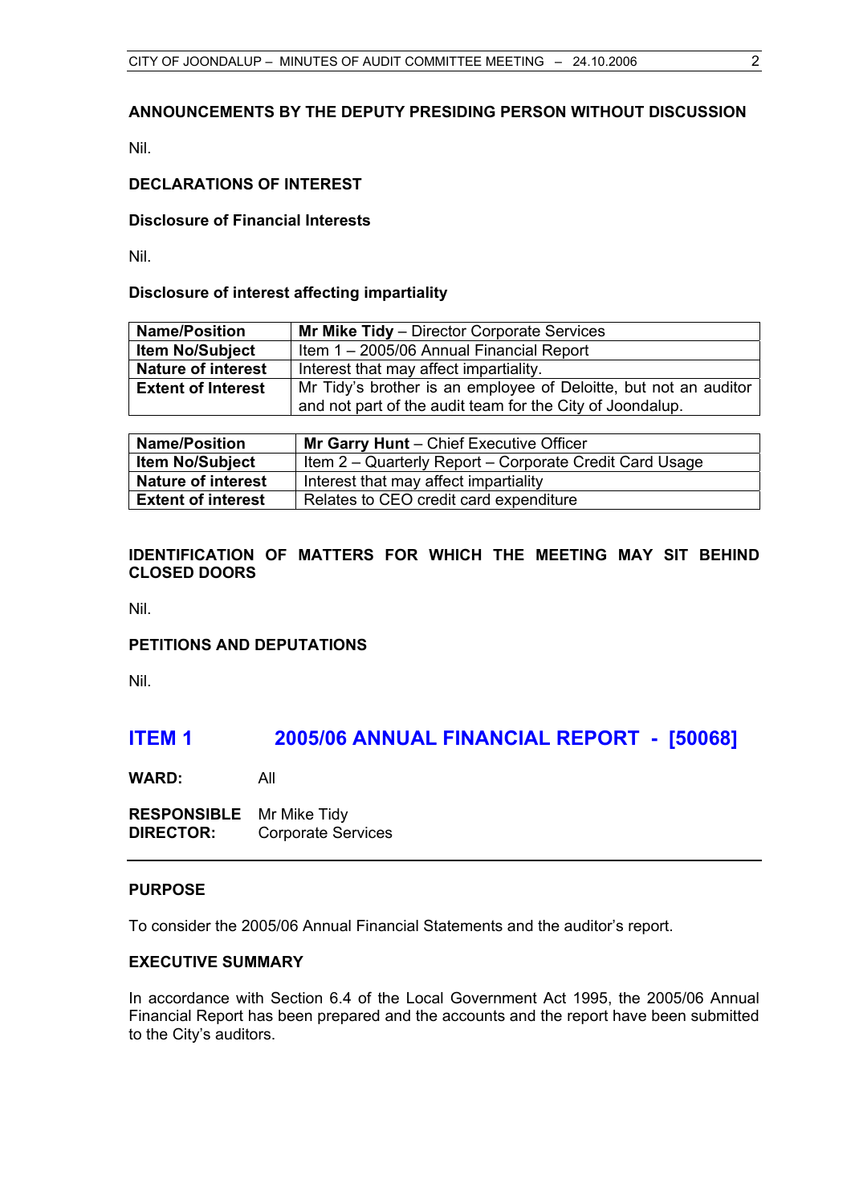## ANNOUNCEMENTS BY THE DEPUTY PRESIDING PERSON WITHOUT DISCUSSION

Nil.

## DECLARATIONS OF INTEREST

### Disclosure of Financial Interests

Nil.

### Disclosure of interest affecting impartiality

| **Name/Position** | **Mr Mike Tidy** – Director Corporate Services |
|---|---|
| **Item No/Subject** | Item 1 – 2005/06 Annual Financial Report |
| **Nature of interest** | Interest that may affect impartiality. |
| **Extent of Interest** | Mr Tidy's brother is an employee of Deloitte, but not an auditor and not part of the audit team for the City of Joondalup. |

| **Name/Position** | **Mr Garry Hunt** – Chief Executive Officer |
|---|---|
| **Item No/Subject** | Item 2 – Quarterly Report – Corporate Credit Card Usage |
| **Nature of interest** | Interest that may affect impartiality |
| **Extent of interest** | Relates to CEO credit card expenditure |

## IDENTIFICATION OF MATTERS FOR WHICH THE MEETING MAY SIT BEHIND CLOSED DOORS

Nil.

## PETITIONS AND DEPUTATIONS

Nil.

# ITEM 1 2005/06 ANNUAL FINANCIAL REPORT - [50068]

**WARD:** All

**RESPONSIBLE DIRECTOR:** Mr Mike Tidy
Corporate Services

---

### PURPOSE

To consider the 2005/06 Annual Financial Statements and the auditor's report.

### EXECUTIVE SUMMARY

In accordance with Section 6.4 of the Local Government Act 1995, the 2005/06 Annual Financial Report has been prepared and the accounts and the report have been submitted to the City's auditors.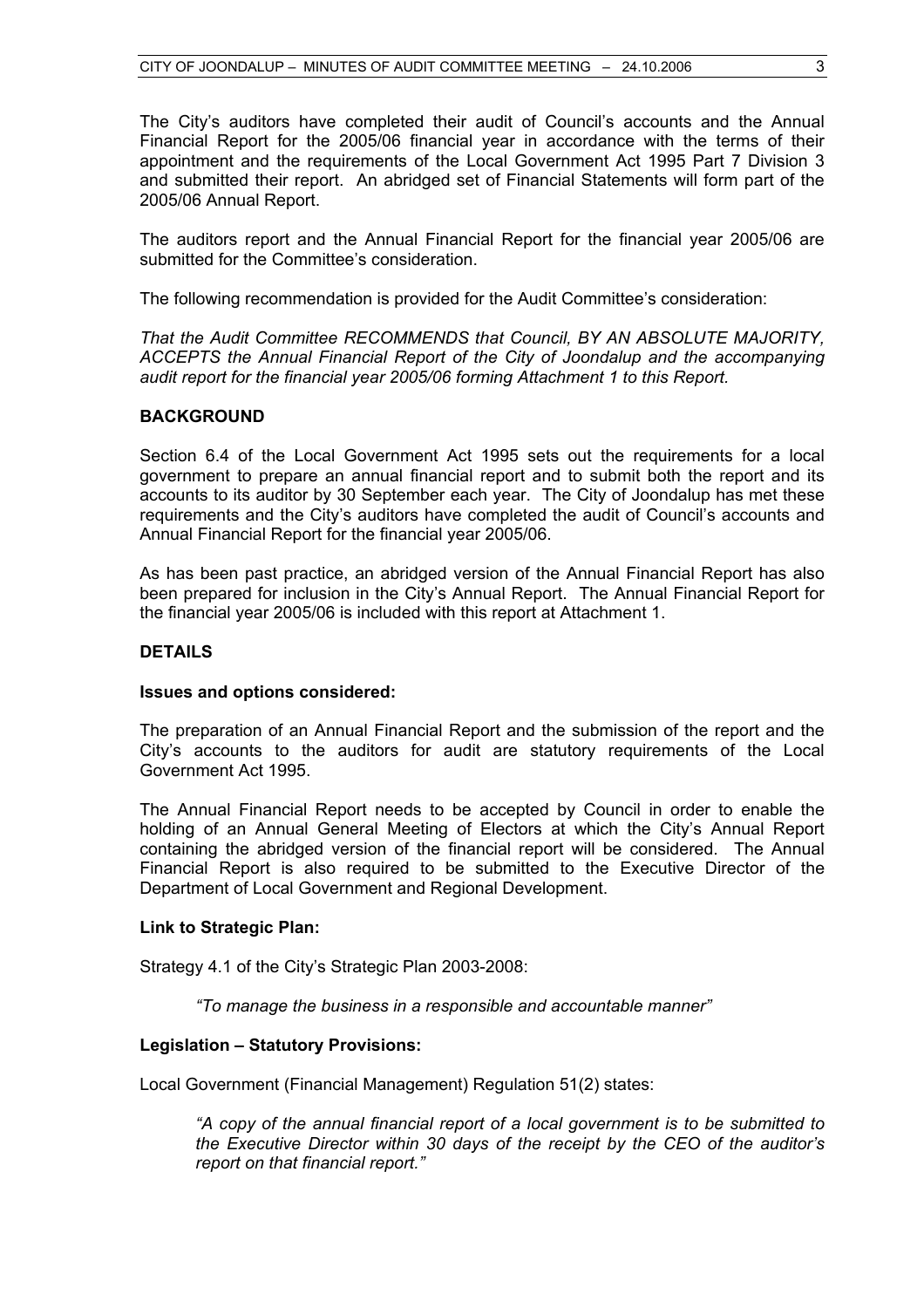The City's auditors have completed their audit of Council's accounts and the Annual Financial Report for the 2005/06 financial year in accordance with the terms of their appointment and the requirements of the Local Government Act 1995 Part 7 Division 3 and submitted their report. An abridged set of Financial Statements will form part of the 2005/06 Annual Report.

The auditors report and the Annual Financial Report for the financial year 2005/06 are submitted for the Committee's consideration.

The following recommendation is provided for the Audit Committee's consideration:

*That the Audit Committee RECOMMENDS that Council, BY AN ABSOLUTE MAJORITY, ACCEPTS the Annual Financial Report of the City of Joondalup and the accompanying audit report for the financial year 2005/06 forming Attachment 1 to this Report.*

**BACKGROUND**

Section 6.4 of the Local Government Act 1995 sets out the requirements for a local government to prepare an annual financial report and to submit both the report and its accounts to its auditor by 30 September each year. The City of Joondalup has met these requirements and the City's auditors have completed the audit of Council's accounts and Annual Financial Report for the financial year 2005/06.

As has been past practice, an abridged version of the Annual Financial Report has also been prepared for inclusion in the City's Annual Report. The Annual Financial Report for the financial year 2005/06 is included with this report at Attachment 1.

**DETAILS**

**Issues and options considered:**

The preparation of an Annual Financial Report and the submission of the report and the City's accounts to the auditors for audit are statutory requirements of the Local Government Act 1995.

The Annual Financial Report needs to be accepted by Council in order to enable the holding of an Annual General Meeting of Electors at which the City's Annual Report containing the abridged version of the financial report will be considered. The Annual Financial Report is also required to be submitted to the Executive Director of the Department of Local Government and Regional Development.

**Link to Strategic Plan:**

Strategy 4.1 of the City's Strategic Plan 2003-2008:

> *"To manage the business in a responsible and accountable manner"*

**Legislation – Statutory Provisions:**

Local Government (Financial Management) Regulation 51(2) states:

> *"A copy of the annual financial report of a local government is to be submitted to the Executive Director within 30 days of the receipt by the CEO of the auditor's report on that financial report."*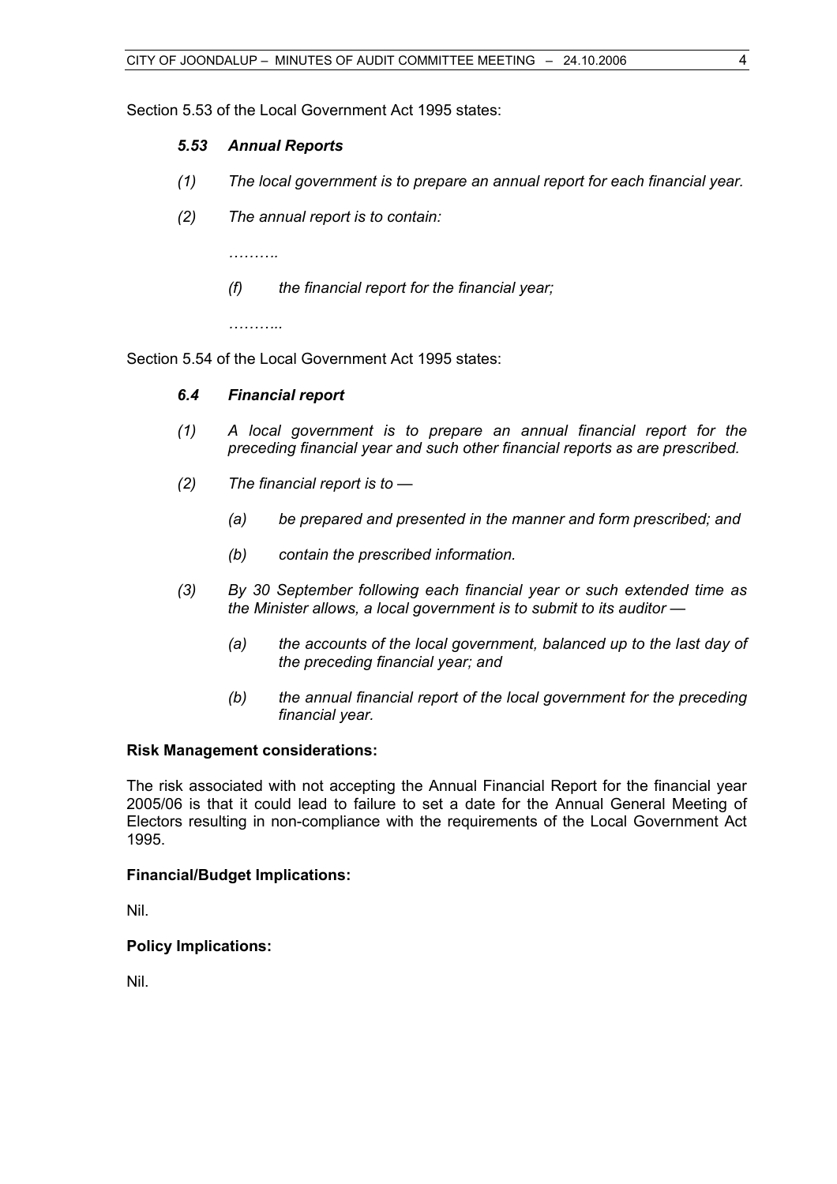Section 5.53 of the Local Government Act 1995 states:

***5.53 Annual Reports***

*(1) The local government is to prepare an annual report for each financial year.*

*(2) The annual report is to contain:*

*……….*

*(f) the financial report for the financial year;*

*………..*

Section 5.54 of the Local Government Act 1995 states:

***6.4 Financial report***

*(1) A local government is to prepare an annual financial report for the preceding financial year and such other financial reports as are prescribed.*

*(2) The financial report is to —*

*(a) be prepared and presented in the manner and form prescribed; and*

*(b) contain the prescribed information.*

*(3) By 30 September following each financial year or such extended time as the Minister allows, a local government is to submit to its auditor —*

*(a) the accounts of the local government, balanced up to the last day of the preceding financial year; and*

*(b) the annual financial report of the local government for the preceding financial year.*

**Risk Management considerations:**

The risk associated with not accepting the Annual Financial Report for the financial year 2005/06 is that it could lead to failure to set a date for the Annual General Meeting of Electors resulting in non-compliance with the requirements of the Local Government Act 1995.

**Financial/Budget Implications:**

Nil.

**Policy Implications:**

Nil.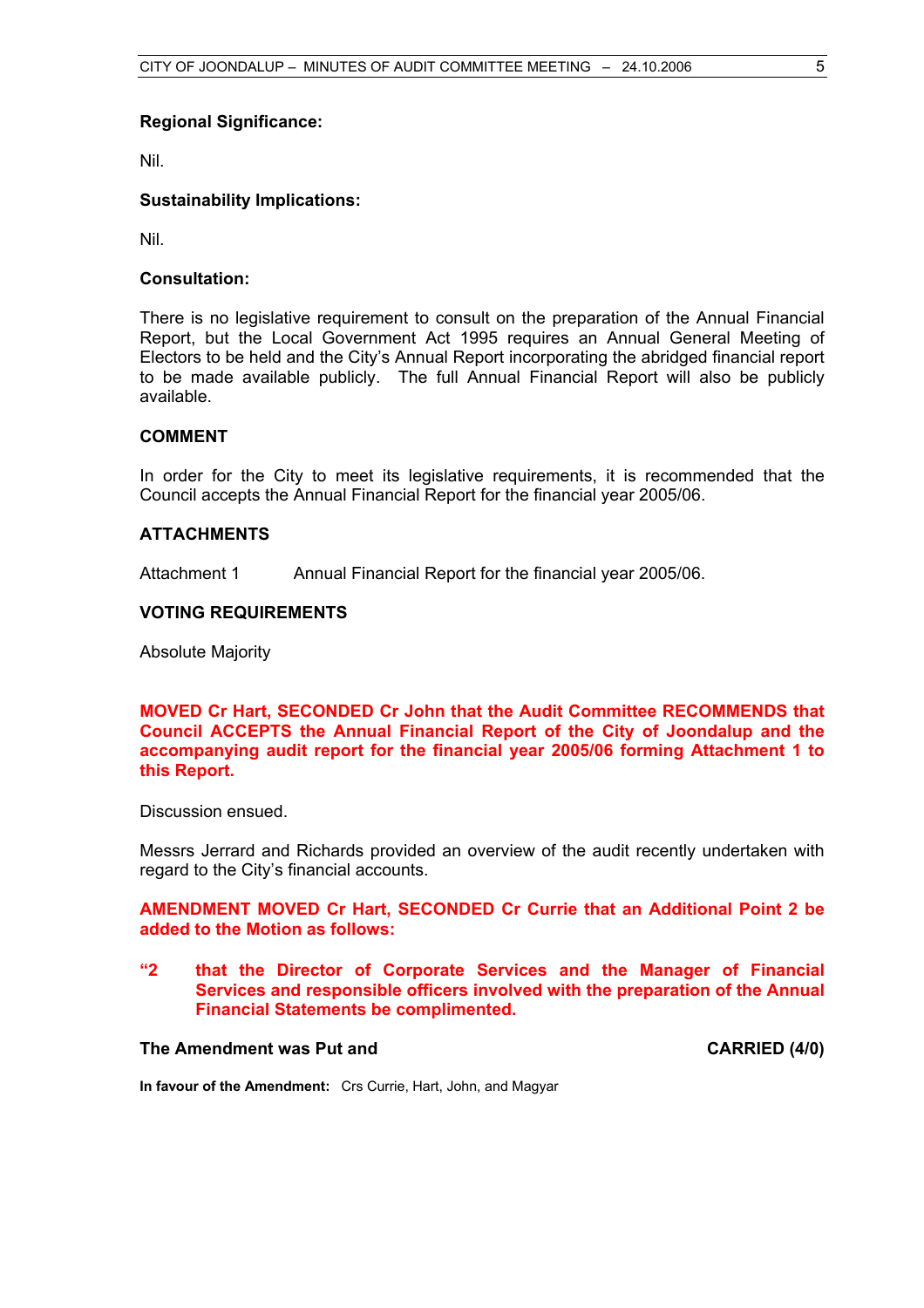**Regional Significance:**

Nil.

**Sustainability Implications:**

Nil.

**Consultation:**

There is no legislative requirement to consult on the preparation of the Annual Financial Report, but the Local Government Act 1995 requires an Annual General Meeting of Electors to be held and the City's Annual Report incorporating the abridged financial report to be made available publicly. The full Annual Financial Report will also be publicly available.

**COMMENT**

In order for the City to meet its legislative requirements, it is recommended that the Council accepts the Annual Financial Report for the financial year 2005/06.

**ATTACHMENTS**

Attachment 1    Annual Financial Report for the financial year 2005/06.

**VOTING REQUIREMENTS**

Absolute Majority

**MOVED Cr Hart, SECONDED Cr John that the Audit Committee RECOMMENDS that Council ACCEPTS the Annual Financial Report of the City of Joondalup and the accompanying audit report for the financial year 2005/06 forming Attachment 1 to this Report.**

Discussion ensued.

Messrs Jerrard and Richards provided an overview of the audit recently undertaken with regard to the City's financial accounts.

**AMENDMENT MOVED Cr Hart, SECONDED Cr Currie that an Additional Point 2 be added to the Motion as follows:**

**"2 that the Director of Corporate Services and the Manager of Financial Services and responsible officers involved with the preparation of the Annual Financial Statements be complimented.**

**The Amendment was Put and** **CARRIED (4/0)**

**In favour of the Amendment:** Crs Currie, Hart, John, and Magyar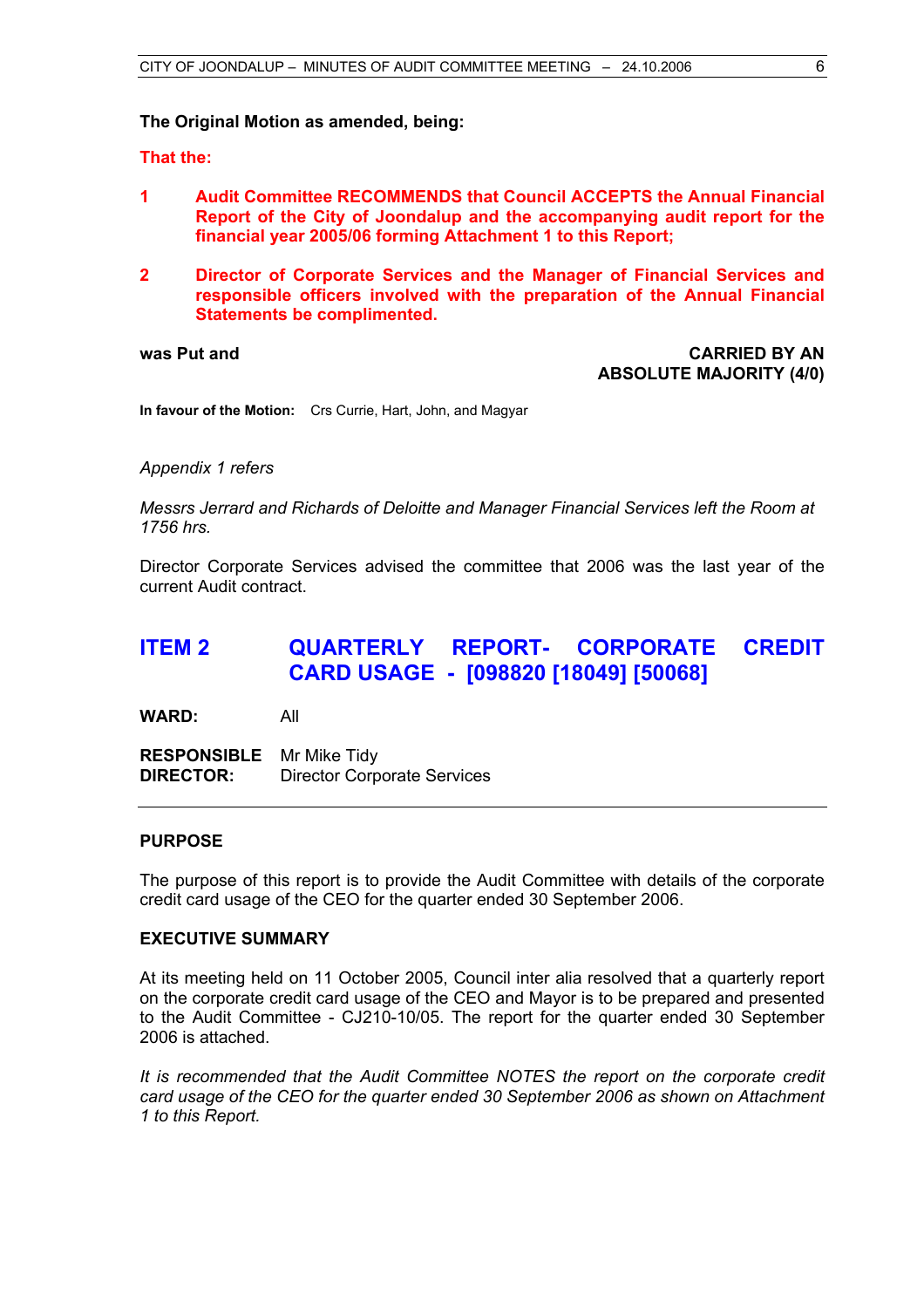**The Original Motion as amended, being:**

**That the:**

**1 Audit Committee RECOMMENDS that Council ACCEPTS the Annual Financial Report of the City of Joondalup and the accompanying audit report for the financial year 2005/06 forming Attachment 1 to this Report;**

**2 Director of Corporate Services and the Manager of Financial Services and responsible officers involved with the preparation of the Annual Financial Statements be complimented.**

**was Put and** **CARRIED BY AN ABSOLUTE MAJORITY (4/0)**

**In favour of the Motion:** Crs Currie, Hart, John, and Magyar

*Appendix 1 refers*

*Messrs Jerrard and Richards of Deloitte and Manager Financial Services left the Room at 1756 hrs.*

Director Corporate Services advised the committee that 2006 was the last year of the current Audit contract.

## ITEM 2 QUARTERLY REPORT- CORPORATE CREDIT CARD USAGE - [098820 [18049] [50068]

**WARD:** All

**RESPONSIBLE DIRECTOR:** Mr Mike Tidy, Director Corporate Services

---

### PURPOSE

The purpose of this report is to provide the Audit Committee with details of the corporate credit card usage of the CEO for the quarter ended 30 September 2006.

### EXECUTIVE SUMMARY

At its meeting held on 11 October 2005, Council inter alia resolved that a quarterly report on the corporate credit card usage of the CEO and Mayor is to be prepared and presented to the Audit Committee - CJ210-10/05. The report for the quarter ended 30 September 2006 is attached.

*It is recommended that the Audit Committee NOTES the report on the corporate credit card usage of the CEO for the quarter ended 30 September 2006 as shown on Attachment 1 to this Report.*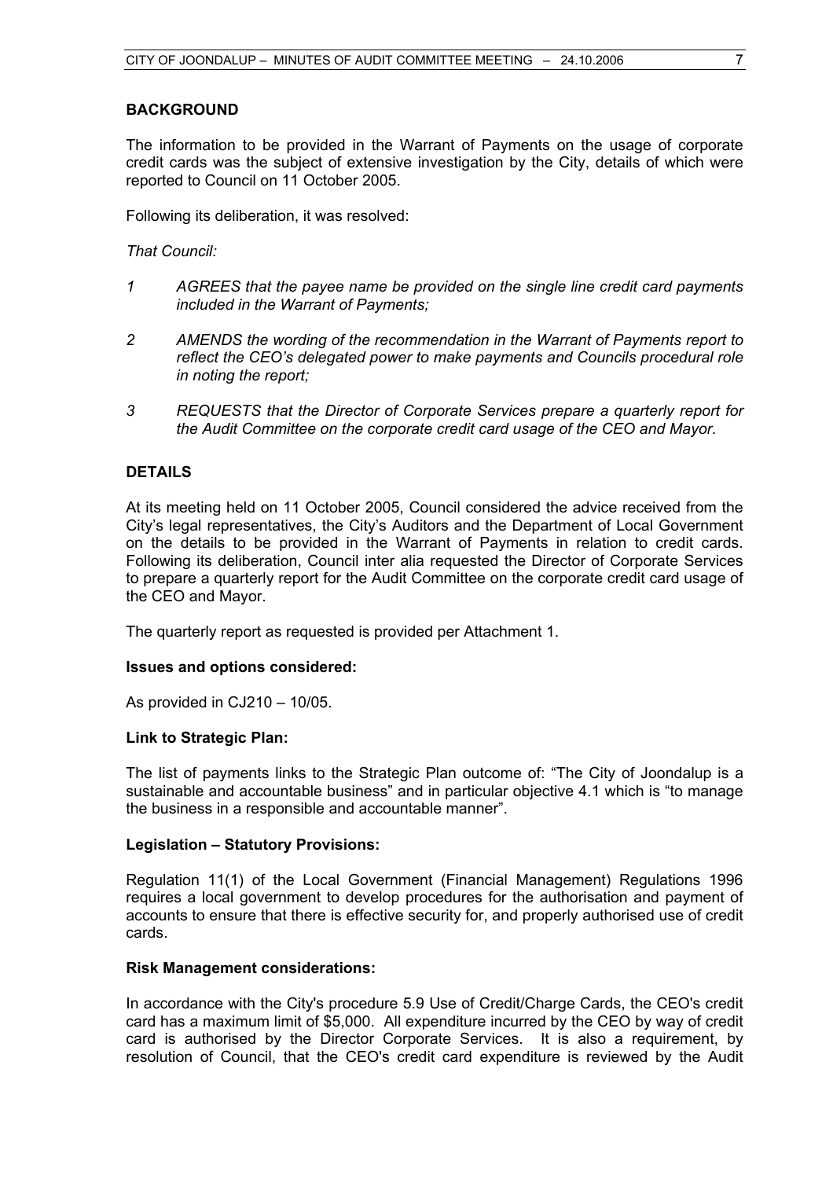## BACKGROUND

The information to be provided in the Warrant of Payments on the usage of corporate credit cards was the subject of extensive investigation by the City, details of which were reported to Council on 11 October 2005.

Following its deliberation, it was resolved:

*That Council:*

*1 AGREES that the payee name be provided on the single line credit card payments included in the Warrant of Payments;*

*2 AMENDS the wording of the recommendation in the Warrant of Payments report to reflect the CEO's delegated power to make payments and Councils procedural role in noting the report;*

*3 REQUESTS that the Director of Corporate Services prepare a quarterly report for the Audit Committee on the corporate credit card usage of the CEO and Mayor.*

## DETAILS

At its meeting held on 11 October 2005, Council considered the advice received from the City's legal representatives, the City's Auditors and the Department of Local Government on the details to be provided in the Warrant of Payments in relation to credit cards. Following its deliberation, Council inter alia requested the Director of Corporate Services to prepare a quarterly report for the Audit Committee on the corporate credit card usage of the CEO and Mayor.

The quarterly report as requested is provided per Attachment 1.

### Issues and options considered:

As provided in CJ210 – 10/05.

### Link to Strategic Plan:

The list of payments links to the Strategic Plan outcome of: "The City of Joondalup is a sustainable and accountable business" and in particular objective 4.1 which is "to manage the business in a responsible and accountable manner".

### Legislation – Statutory Provisions:

Regulation 11(1) of the Local Government (Financial Management) Regulations 1996 requires a local government to develop procedures for the authorisation and payment of accounts to ensure that there is effective security for, and properly authorised use of credit cards.

### Risk Management considerations:

In accordance with the City's procedure 5.9 Use of Credit/Charge Cards, the CEO's credit card has a maximum limit of $5,000. All expenditure incurred by the CEO by way of credit card is authorised by the Director Corporate Services. It is also a requirement, by resolution of Council, that the CEO's credit card expenditure is reviewed by the Audit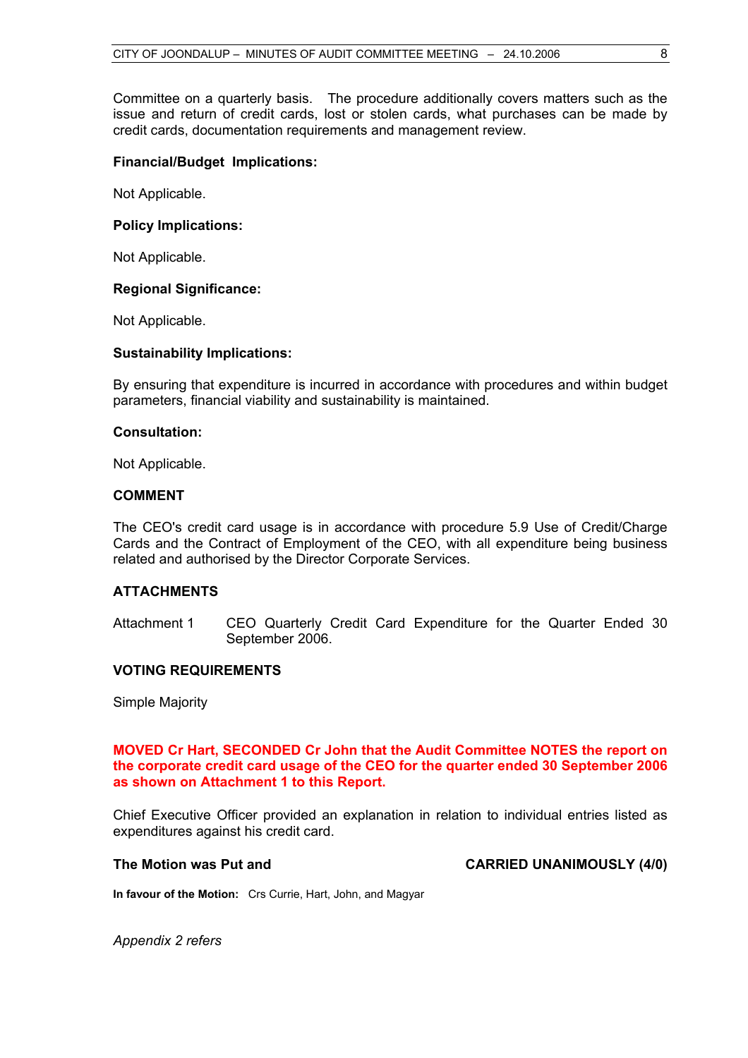Committee on a quarterly basis. The procedure additionally covers matters such as the issue and return of credit cards, lost or stolen cards, what purchases can be made by credit cards, documentation requirements and management review.

**Financial/Budget Implications:**

Not Applicable.

**Policy Implications:**

Not Applicable.

**Regional Significance:**

Not Applicable.

**Sustainability Implications:**

By ensuring that expenditure is incurred in accordance with procedures and within budget parameters, financial viability and sustainability is maintained.

**Consultation:**

Not Applicable.

**COMMENT**

The CEO's credit card usage is in accordance with procedure 5.9 Use of Credit/Charge Cards and the Contract of Employment of the CEO, with all expenditure being business related and authorised by the Director Corporate Services.

**ATTACHMENTS**

Attachment 1 CEO Quarterly Credit Card Expenditure for the Quarter Ended 30 September 2006.

**VOTING REQUIREMENTS**

Simple Majority

**MOVED Cr Hart, SECONDED Cr John that the Audit Committee NOTES the report on the corporate credit card usage of the CEO for the quarter ended 30 September 2006 as shown on Attachment 1 to this Report.**

Chief Executive Officer provided an explanation in relation to individual entries listed as expenditures against his credit card.

**The Motion was Put and CARRIED UNANIMOUSLY (4/0)**

**In favour of the Motion:** Crs Currie, Hart, John, and Magyar

*Appendix 2 refers*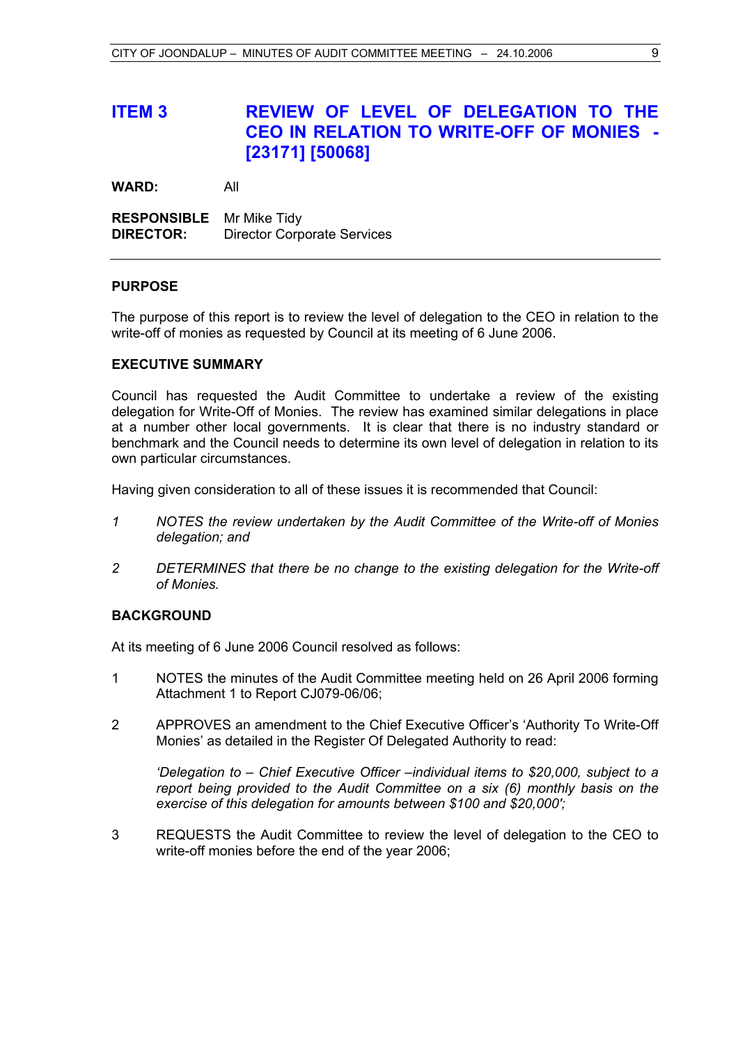# ITEM 3 REVIEW OF LEVEL OF DELEGATION TO THE CEO IN RELATION TO WRITE-OFF OF MONIES - [23171] [50068]

**WARD:** All

**RESPONSIBLE DIRECTOR:** Mr Mike Tidy
Director Corporate Services

---

**PURPOSE**

The purpose of this report is to review the level of delegation to the CEO in relation to the write-off of monies as requested by Council at its meeting of 6 June 2006.

**EXECUTIVE SUMMARY**

Council has requested the Audit Committee to undertake a review of the existing delegation for Write-Off of Monies. The review has examined similar delegations in place at a number other local governments. It is clear that there is no industry standard or benchmark and the Council needs to determine its own level of delegation in relation to its own particular circumstances.

Having given consideration to all of these issues it is recommended that Council:

*1 NOTES the review undertaken by the Audit Committee of the Write-off of Monies delegation; and*

*2 DETERMINES that there be no change to the existing delegation for the Write-off of Monies.*

**BACKGROUND**

At its meeting of 6 June 2006 Council resolved as follows:

1 NOTES the minutes of the Audit Committee meeting held on 26 April 2006 forming Attachment 1 to Report CJ079-06/06;

2 APPROVES an amendment to the Chief Executive Officer's 'Authority To Write-Off Monies' as detailed in the Register Of Delegated Authority to read:

*'Delegation to – Chief Executive Officer –individual items to $20,000, subject to a report being provided to the Audit Committee on a six (6) monthly basis on the exercise of this delegation for amounts between $100 and $20,000';*

3 REQUESTS the Audit Committee to review the level of delegation to the CEO to write-off monies before the end of the year 2006;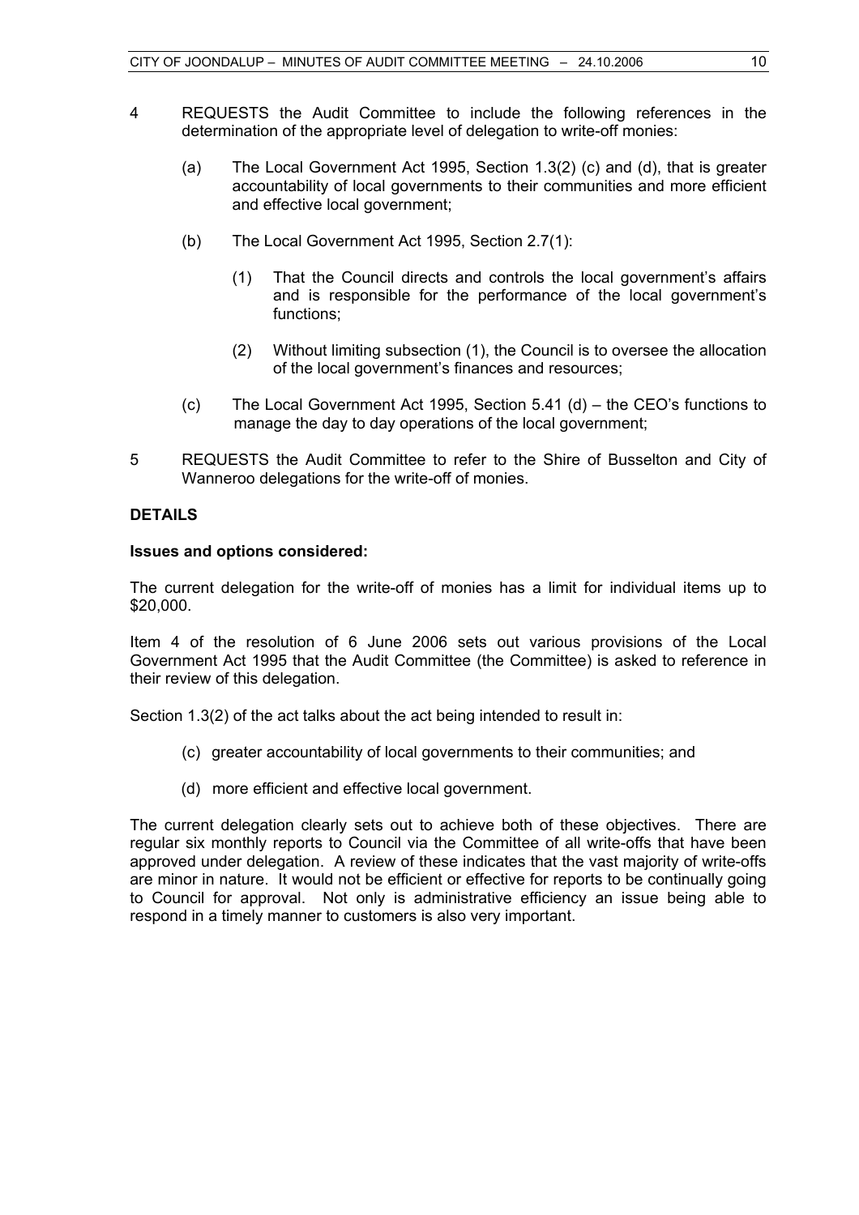4 REQUESTS the Audit Committee to include the following references in the determination of the appropriate level of delegation to write-off monies:

   (a) The Local Government Act 1995, Section 1.3(2) (c) and (d), that is greater accountability of local governments to their communities and more efficient and effective local government;

   (b) The Local Government Act 1995, Section 2.7(1):

      (1) That the Council directs and controls the local government's affairs and is responsible for the performance of the local government's functions;

      (2) Without limiting subsection (1), the Council is to oversee the allocation of the local government's finances and resources;

   (c) The Local Government Act 1995, Section 5.41 (d) – the CEO's functions to manage the day to day operations of the local government;

5 REQUESTS the Audit Committee to refer to the Shire of Busselton and City of Wanneroo delegations for the write-off of monies.

**DETAILS**

**Issues and options considered:**

The current delegation for the write-off of monies has a limit for individual items up to $20,000.

Item 4 of the resolution of 6 June 2006 sets out various provisions of the Local Government Act 1995 that the Audit Committee (the Committee) is asked to reference in their review of this delegation.

Section 1.3(2) of the act talks about the act being intended to result in:

   (c) greater accountability of local governments to their communities; and

   (d) more efficient and effective local government.

The current delegation clearly sets out to achieve both of these objectives. There are regular six monthly reports to Council via the Committee of all write-offs that have been approved under delegation. A review of these indicates that the vast majority of write-offs are minor in nature. It would not be efficient or effective for reports to be continually going to Council for approval. Not only is administrative efficiency an issue being able to respond in a timely manner to customers is also very important.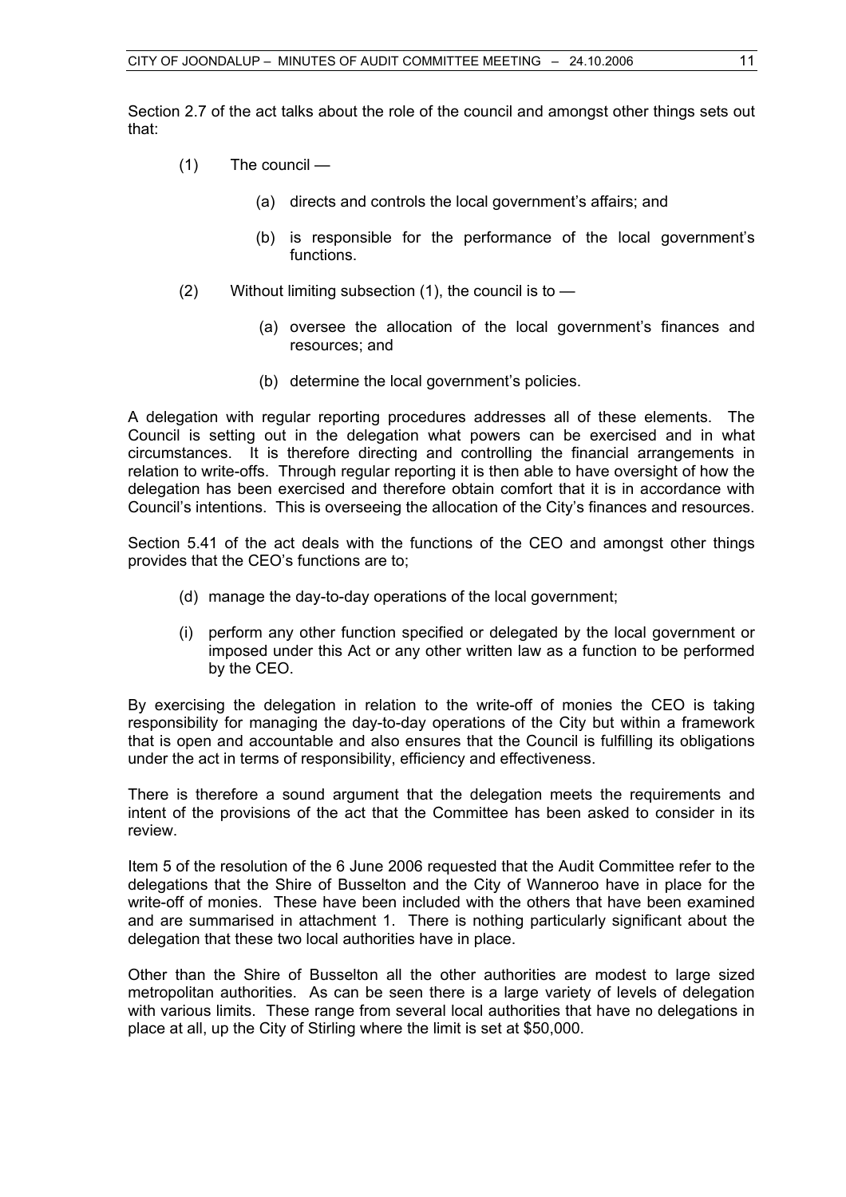Section 2.7 of the act talks about the role of the council and amongst other things sets out that:

(1) The council —

  (a) directs and controls the local government's affairs; and

  (b) is responsible for the performance of the local government's functions.

(2) Without limiting subsection (1), the council is to —

  (a) oversee the allocation of the local government's finances and resources; and

  (b) determine the local government's policies.

A delegation with regular reporting procedures addresses all of these elements. The Council is setting out in the delegation what powers can be exercised and in what circumstances. It is therefore directing and controlling the financial arrangements in relation to write-offs. Through regular reporting it is then able to have oversight of how the delegation has been exercised and therefore obtain comfort that it is in accordance with Council's intentions. This is overseeing the allocation of the City's finances and resources.

Section 5.41 of the act deals with the functions of the CEO and amongst other things provides that the CEO's functions are to;

(d) manage the day-to-day operations of the local government;

(i) perform any other function specified or delegated by the local government or imposed under this Act or any other written law as a function to be performed by the CEO.

By exercising the delegation in relation to the write-off of monies the CEO is taking responsibility for managing the day-to-day operations of the City but within a framework that is open and accountable and also ensures that the Council is fulfilling its obligations under the act in terms of responsibility, efficiency and effectiveness.

There is therefore a sound argument that the delegation meets the requirements and intent of the provisions of the act that the Committee has been asked to consider in its review.

Item 5 of the resolution of the 6 June 2006 requested that the Audit Committee refer to the delegations that the Shire of Busselton and the City of Wanneroo have in place for the write-off of monies. These have been included with the others that have been examined and are summarised in attachment 1. There is nothing particularly significant about the delegation that these two local authorities have in place.

Other than the Shire of Busselton all the other authorities are modest to large sized metropolitan authorities. As can be seen there is a large variety of levels of delegation with various limits. These range from several local authorities that have no delegations in place at all, up the City of Stirling where the limit is set at $50,000.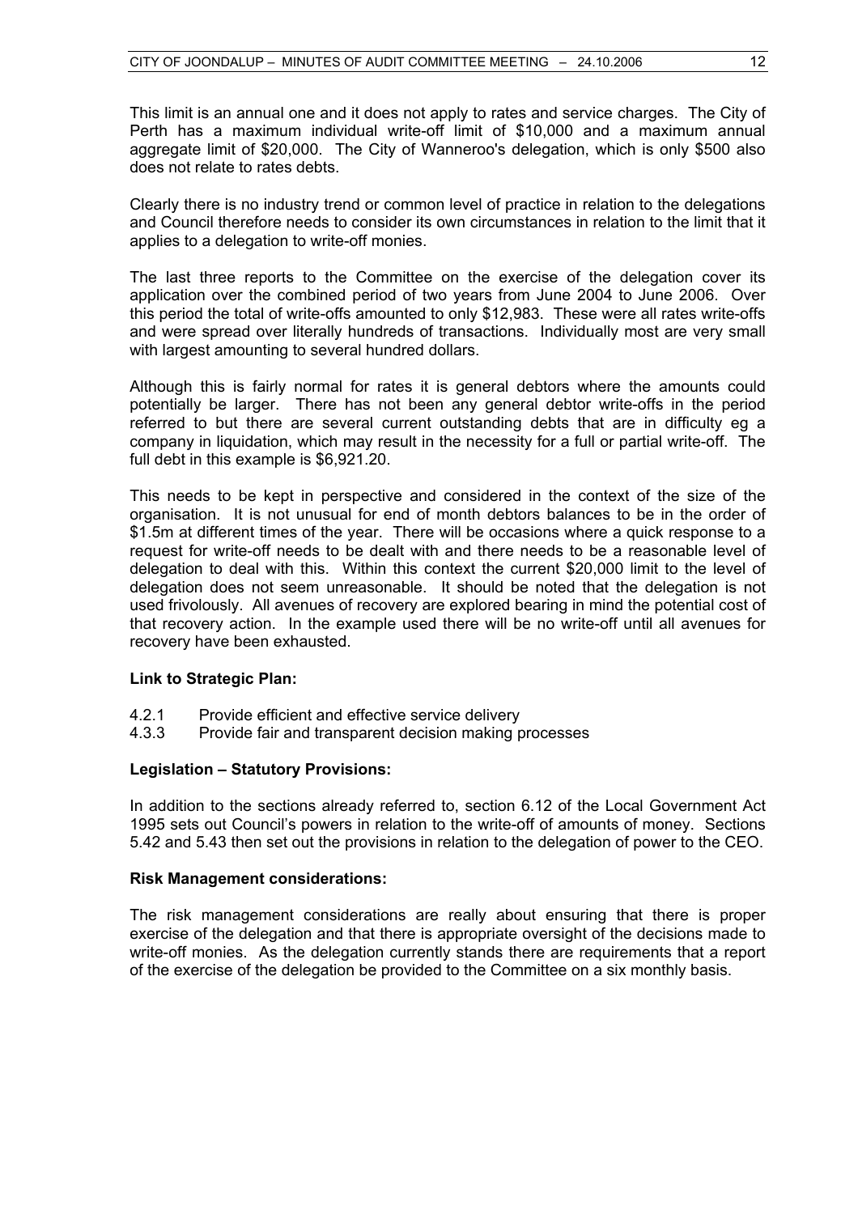This limit is an annual one and it does not apply to rates and service charges. The City of Perth has a maximum individual write-off limit of $10,000 and a maximum annual aggregate limit of $20,000. The City of Wanneroo's delegation, which is only $500 also does not relate to rates debts.

Clearly there is no industry trend or common level of practice in relation to the delegations and Council therefore needs to consider its own circumstances in relation to the limit that it applies to a delegation to write-off monies.

The last three reports to the Committee on the exercise of the delegation cover its application over the combined period of two years from June 2004 to June 2006. Over this period the total of write-offs amounted to only $12,983. These were all rates write-offs and were spread over literally hundreds of transactions. Individually most are very small with largest amounting to several hundred dollars.

Although this is fairly normal for rates it is general debtors where the amounts could potentially be larger. There has not been any general debtor write-offs in the period referred to but there are several current outstanding debts that are in difficulty eg a company in liquidation, which may result in the necessity for a full or partial write-off. The full debt in this example is $6,921.20.

This needs to be kept in perspective and considered in the context of the size of the organisation. It is not unusual for end of month debtors balances to be in the order of $1.5m at different times of the year. There will be occasions where a quick response to a request for write-off needs to be dealt with and there needs to be a reasonable level of delegation to deal with this. Within this context the current $20,000 limit to the level of delegation does not seem unreasonable. It should be noted that the delegation is not used frivolously. All avenues of recovery are explored bearing in mind the potential cost of that recovery action. In the example used there will be no write-off until all avenues for recovery have been exhausted.

**Link to Strategic Plan:**

4.2.1 Provide efficient and effective service delivery
4.3.3 Provide fair and transparent decision making processes

**Legislation – Statutory Provisions:**

In addition to the sections already referred to, section 6.12 of the Local Government Act 1995 sets out Council's powers in relation to the write-off of amounts of money. Sections 5.42 and 5.43 then set out the provisions in relation to the delegation of power to the CEO.

**Risk Management considerations:**

The risk management considerations are really about ensuring that there is proper exercise of the delegation and that there is appropriate oversight of the decisions made to write-off monies. As the delegation currently stands there are requirements that a report of the exercise of the delegation be provided to the Committee on a six monthly basis.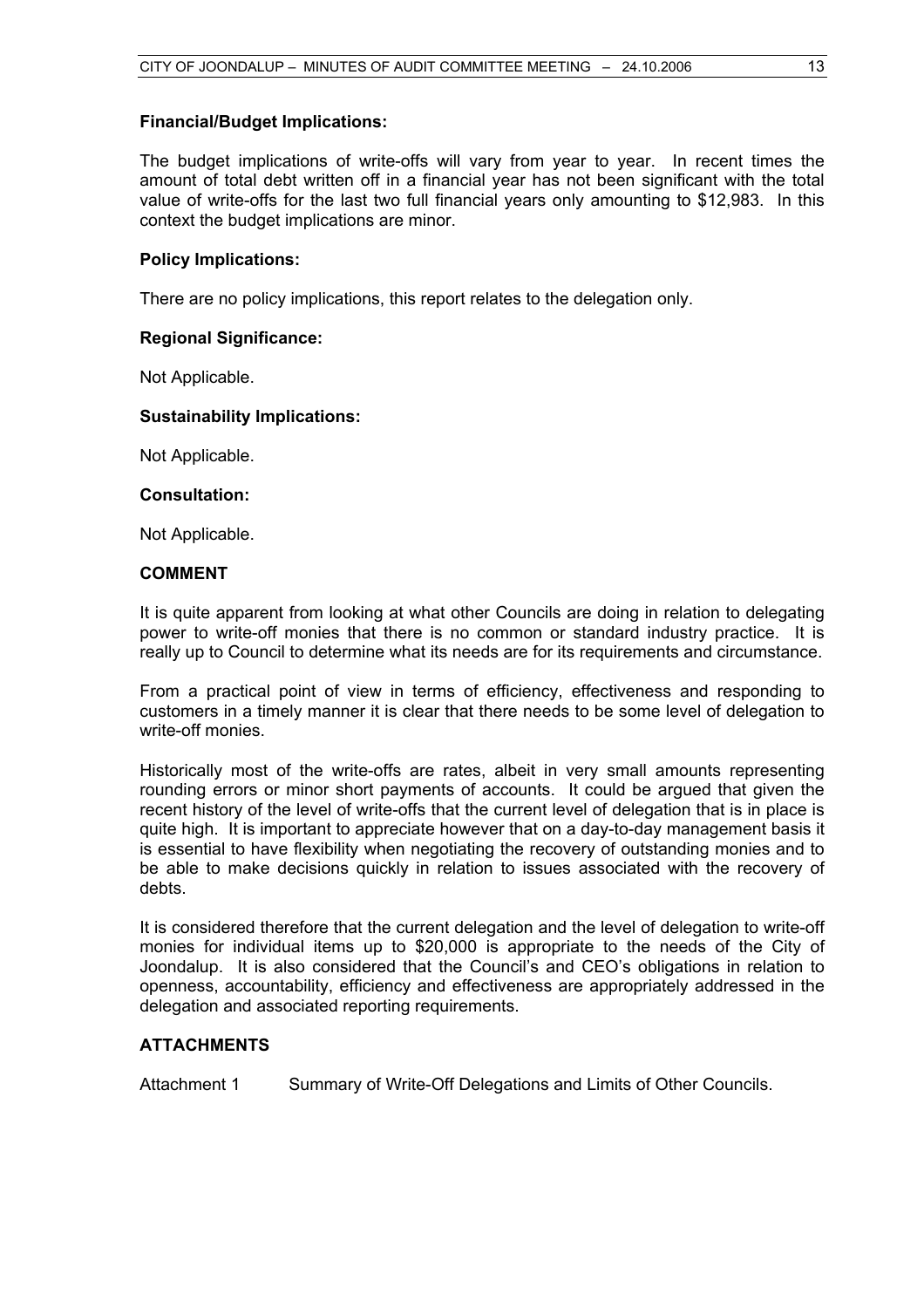**Financial/Budget Implications:**

The budget implications of write-offs will vary from year to year. In recent times the amount of total debt written off in a financial year has not been significant with the total value of write-offs for the last two full financial years only amounting to $12,983. In this context the budget implications are minor.

**Policy Implications:**

There are no policy implications, this report relates to the delegation only.

**Regional Significance:**

Not Applicable.

**Sustainability Implications:**

Not Applicable.

**Consultation:**

Not Applicable.

**COMMENT**

It is quite apparent from looking at what other Councils are doing in relation to delegating power to write-off monies that there is no common or standard industry practice. It is really up to Council to determine what its needs are for its requirements and circumstance.

From a practical point of view in terms of efficiency, effectiveness and responding to customers in a timely manner it is clear that there needs to be some level of delegation to write-off monies.

Historically most of the write-offs are rates, albeit in very small amounts representing rounding errors or minor short payments of accounts. It could be argued that given the recent history of the level of write-offs that the current level of delegation that is in place is quite high. It is important to appreciate however that on a day-to-day management basis it is essential to have flexibility when negotiating the recovery of outstanding monies and to be able to make decisions quickly in relation to issues associated with the recovery of debts.

It is considered therefore that the current delegation and the level of delegation to write-off monies for individual items up to $20,000 is appropriate to the needs of the City of Joondalup. It is also considered that the Council's and CEO's obligations in relation to openness, accountability, efficiency and effectiveness are appropriately addressed in the delegation and associated reporting requirements.

**ATTACHMENTS**

Attachment 1 Summary of Write-Off Delegations and Limits of Other Councils.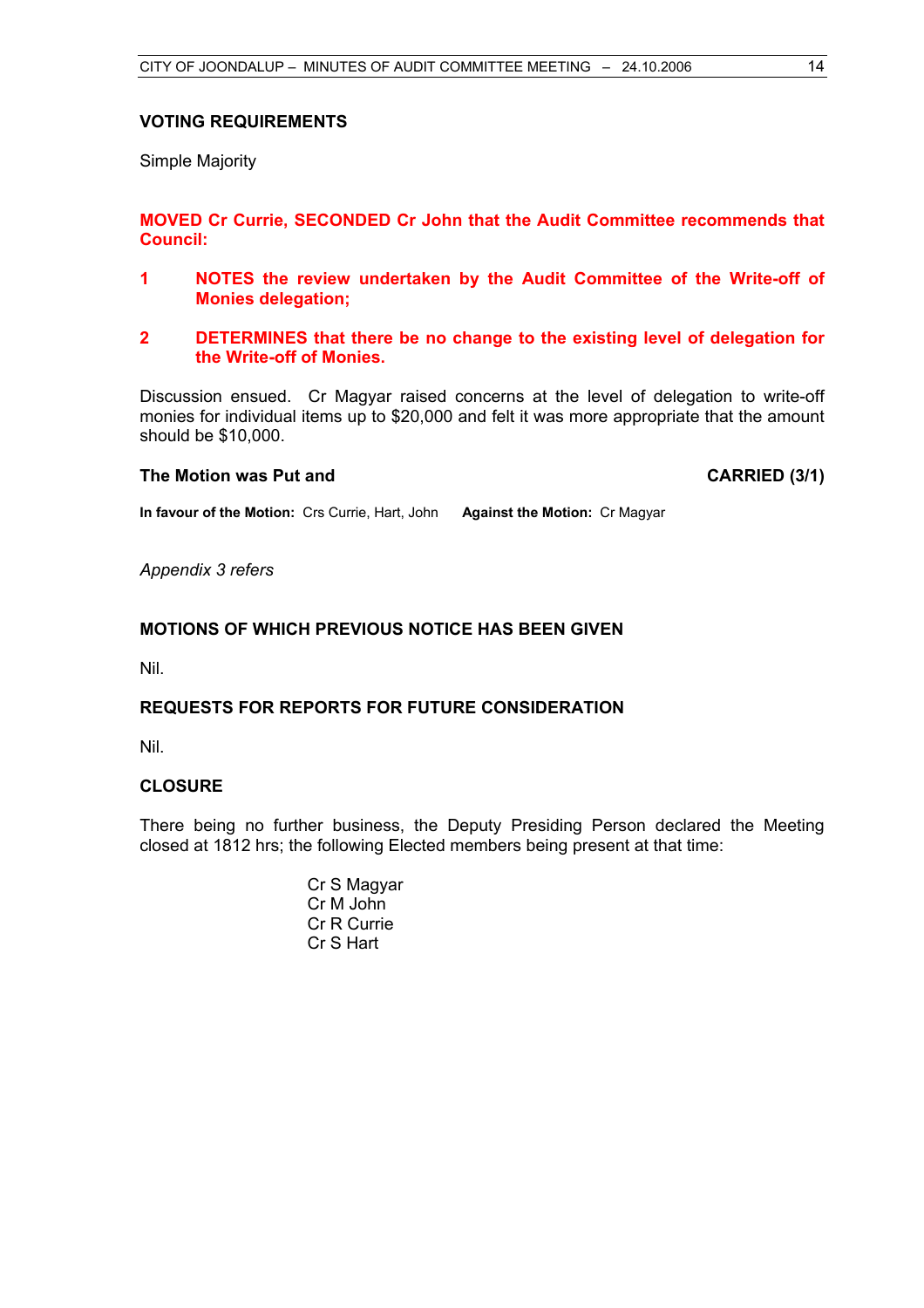### VOTING REQUIREMENTS

Simple Majority

**MOVED Cr Currie, SECONDED Cr John that the Audit Committee recommends that Council:**

**1 NOTES the review undertaken by the Audit Committee of the Write-off of Monies delegation;**

**2 DETERMINES that there be no change to the existing level of delegation for the Write-off of Monies.**

Discussion ensued. Cr Magyar raised concerns at the level of delegation to write-off monies for individual items up to $20,000 and felt it was more appropriate that the amount should be $10,000.

**The Motion was Put and** **CARRIED (3/1)**

**In favour of the Motion:** Crs Currie, Hart, John **Against the Motion:** Cr Magyar

*Appendix 3 refers*

### MOTIONS OF WHICH PREVIOUS NOTICE HAS BEEN GIVEN

Nil.

### REQUESTS FOR REPORTS FOR FUTURE CONSIDERATION

Nil.

### CLOSURE

There being no further business, the Deputy Presiding Person declared the Meeting closed at 1812 hrs; the following Elected members being present at that time:

Cr S Magyar
Cr M John
Cr R Currie
Cr S Hart